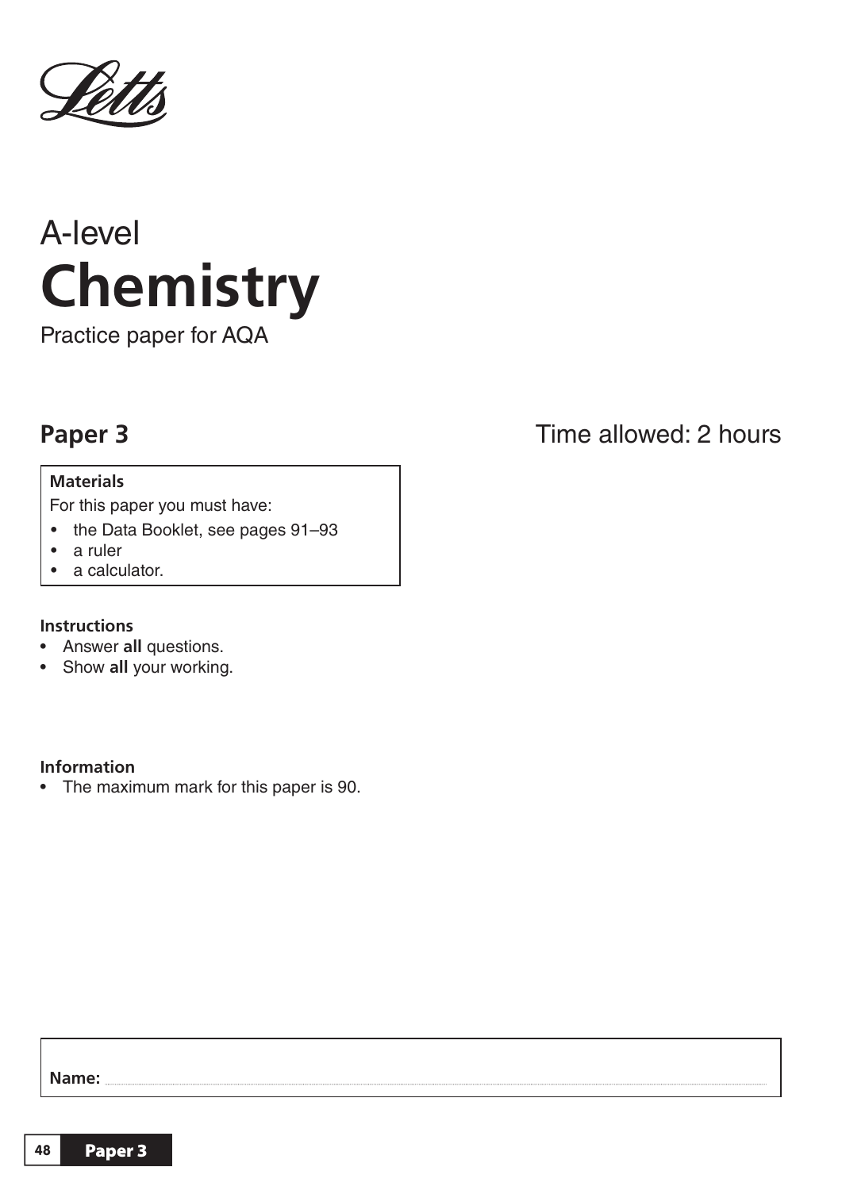Letts

A-level

# Chemistry

Practice paper for AQA

## Paper 3

Time allowed: 2 hours

**Materials**

For this paper you must have:

- the Data Booklet, see pages 91–93
- a ruler
- a calculator.

**Instructions**

- Answer **all** questions.
- Show **all** your working.

**Information**

- The maximum mark for this paper is 90.

**Name:**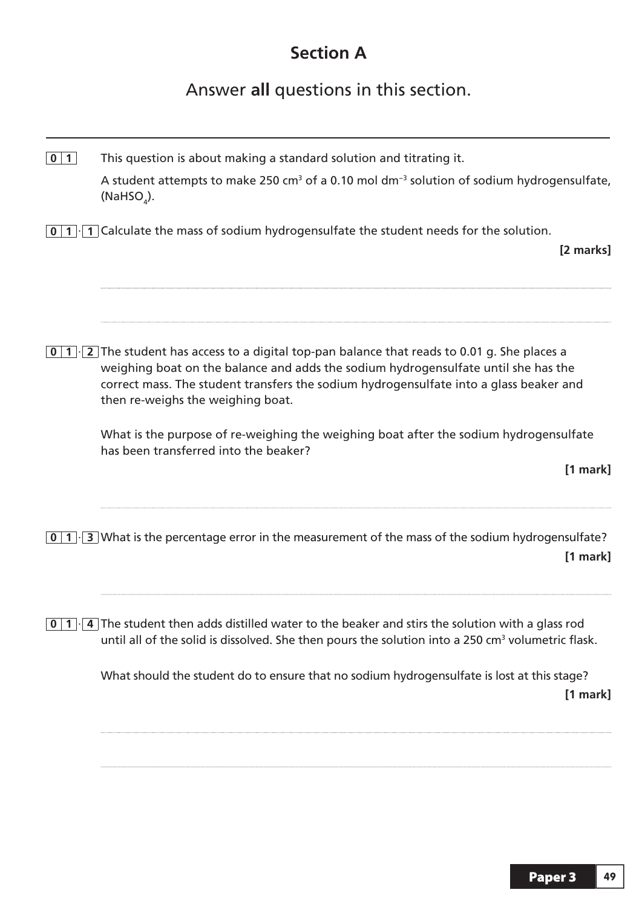# Section A

## Answer **all** questions in this section.

---

**0 1** This question is about making a standard solution and titrating it.

A student attempts to make 250 $cm^3$ of a 0.10 mol $dm^{-3}$ solution of sodium hydrogensulfate, ($NaHSO_4$).

**0 1 . 1** Calculate the mass of sodium hydrogensulfate the student needs for the solution.

**[2 marks]**

**0 1 . 2** The student has access to a digital top-pan balance that reads to 0.01 g. She places a weighing boat on the balance and adds the sodium hydrogensulfate until she has the correct mass. The student transfers the sodium hydrogensulfate into a glass beaker and then re-weighs the weighing boat.

What is the purpose of re-weighing the weighing boat after the sodium hydrogensulfate has been transferred into the beaker?

**[1 mark]**

**0 1 . 3** What is the percentage error in the measurement of the mass of the sodium hydrogensulfate?

**[1 mark]**

**0 1 . 4** The student then adds distilled water to the beaker and stirs the solution with a glass rod until all of the solid is dissolved. She then pours the solution into a 250 $cm^3$ volumetric flask.

What should the student do to ensure that no sodium hydrogensulfate is lost at this stage?

**[1 mark]**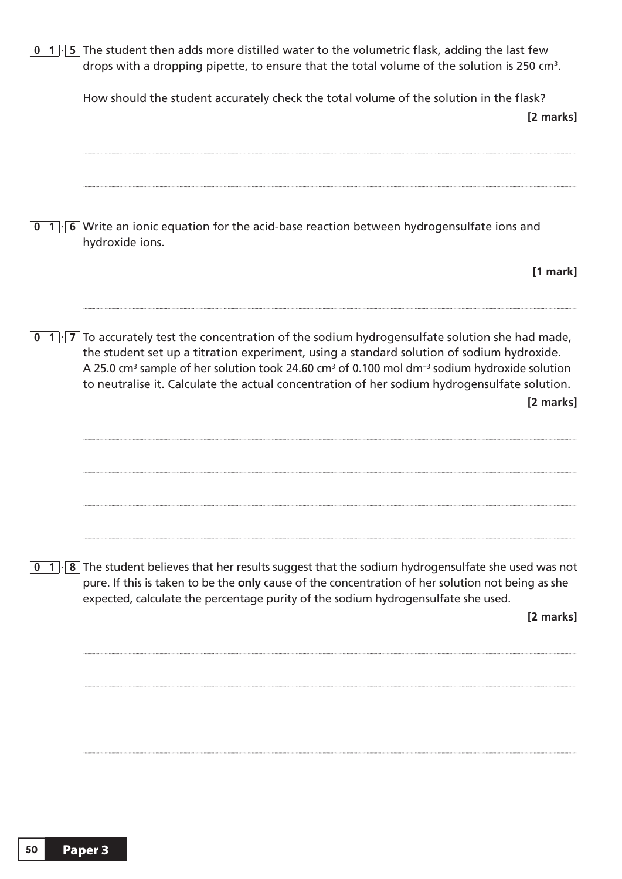**0 1 . 5** The student then adds more distilled water to the volumetric flask, adding the last few drops with a dropping pipette, to ensure that the total volume of the solution is 250 $cm^3$.

How should the student accurately check the total volume of the solution in the flask?

**[2 marks]**

**0 1 . 6** Write an ionic equation for the acid-base reaction between hydrogensulfate ions and hydroxide ions.

**[1 mark]**

**0 1 . 7** To accurately test the concentration of the sodium hydrogensulfate solution she had made, the student set up a titration experiment, using a standard solution of sodium hydroxide. A 25.0 $cm^3$ sample of her solution took 24.60 $cm^3$ of 0.100 mol $dm^{-3}$ sodium hydroxide solution to neutralise it. Calculate the actual concentration of her sodium hydrogensulfate solution.

**[2 marks]**

**0 1 . 8** The student believes that her results suggest that the sodium hydrogensulfate she used was not pure. If this is taken to be the **only** cause of the concentration of her solution not being as she expected, calculate the percentage purity of the sodium hydrogensulfate she used.

**[2 marks]**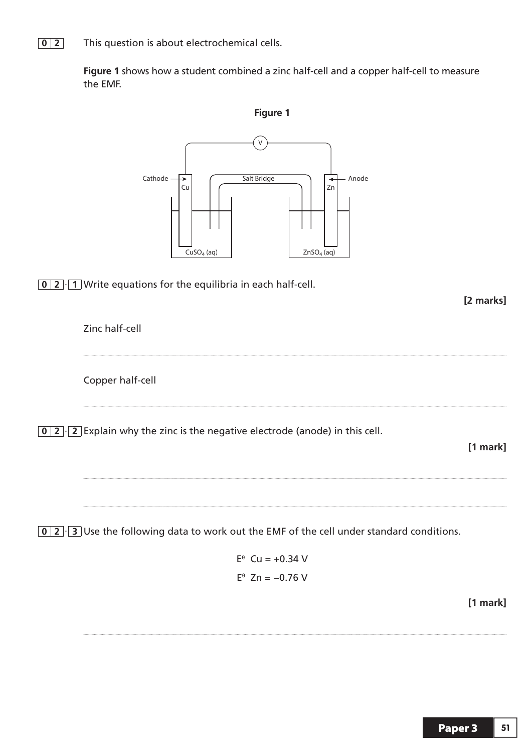**0 2** This question is about electrochemical cells.

**Figure 1** shows how a student combined a zinc half-cell and a copper half-cell to measure the EMF.

**Figure 1**

**0 2 . 1** Write equations for the equilibria in each half-cell.

**[2 marks]**

Zinc half-cell

.......................................................................................................................................

Copper half-cell

.......................................................................................................................................

**0 2 . 2** Explain why the zinc is the negative electrode (anode) in this cell.

**[1 mark]**

.......................................................................................................................................

.......................................................................................................................................

**0 2 . 3** Use the following data to work out the EMF of the cell under standard conditions.

$E^{\theta}$ Cu = +0.34 V

$E^{\theta}$ Zn = –0.76 V

**[1 mark]**

.......................................................................................................................................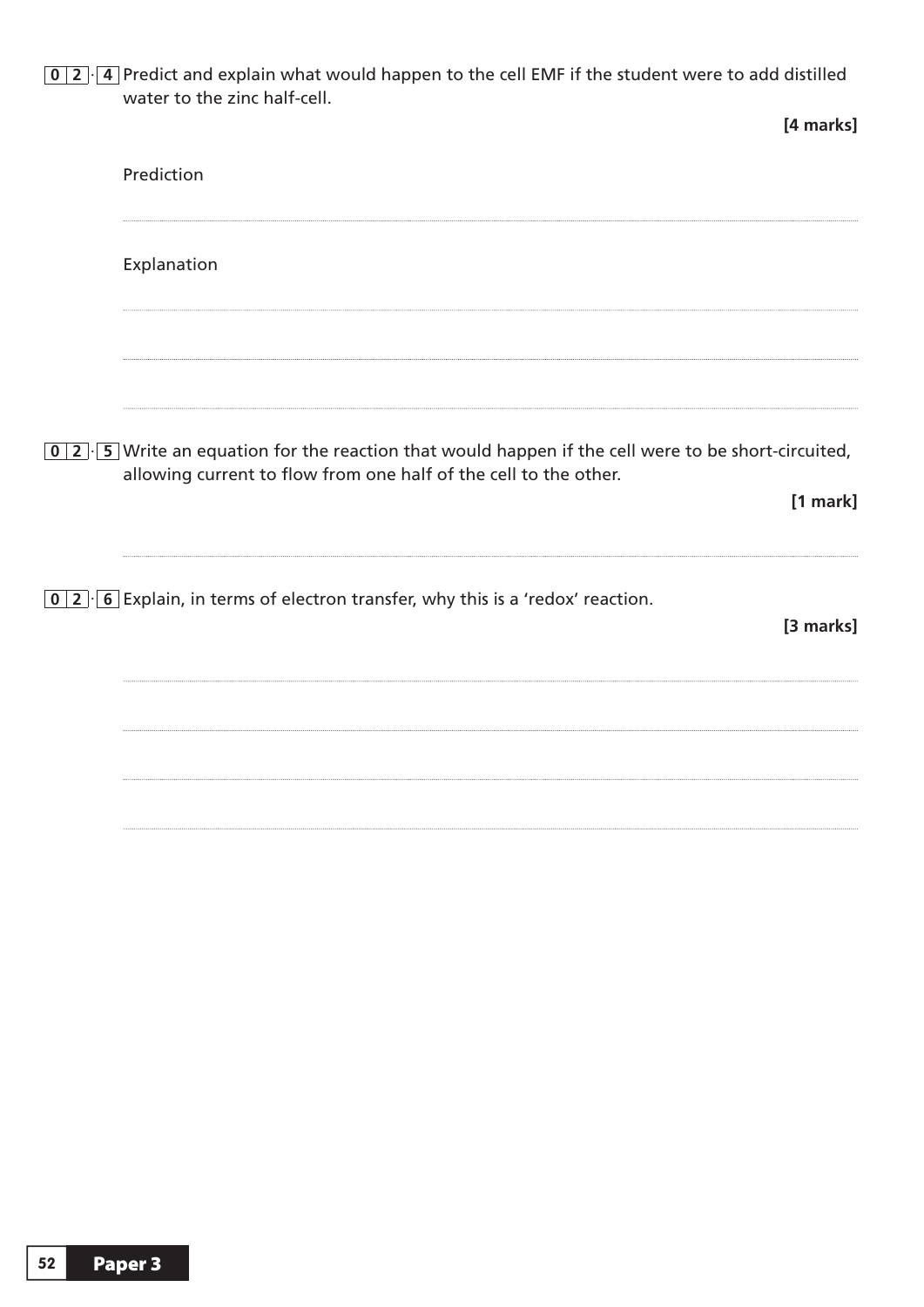**0 2 . 4** Predict and explain what would happen to the cell EMF if the student were to add distilled water to the zinc half-cell.

**[4 marks]**

Prediction

.......................................................................................................................................

Explanation

.......................................................................................................................................

.......................................................................................................................................

.......................................................................................................................................

**0 2 . 5** Write an equation for the reaction that would happen if the cell were to be short-circuited, allowing current to flow from one half of the cell to the other.

**[1 mark]**

.......................................................................................................................................

**0 2 . 6** Explain, in terms of electron transfer, why this is a 'redox' reaction.

**[3 marks]**

.......................................................................................................................................

.......................................................................................................................................

.......................................................................................................................................

.......................................................................................................................................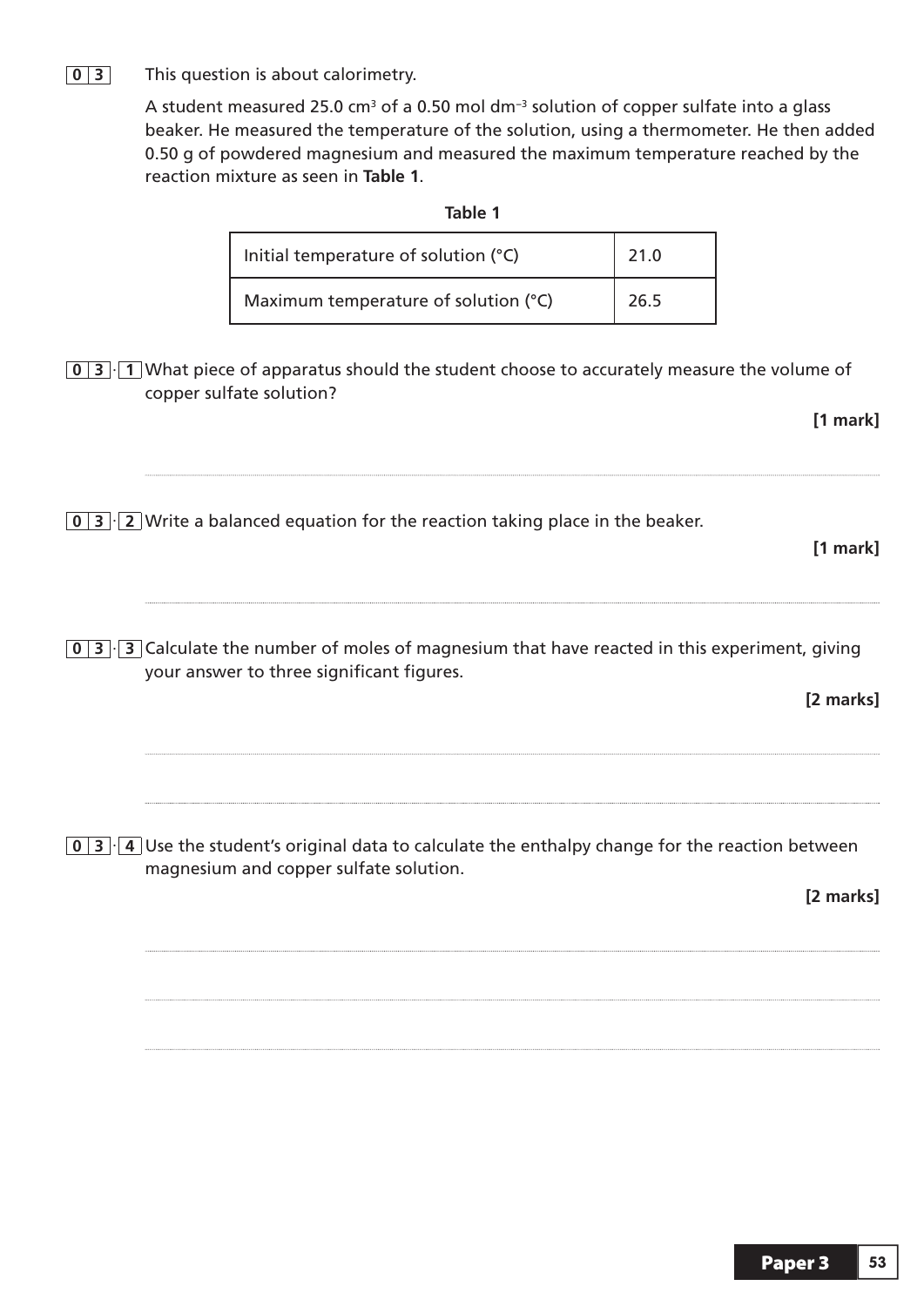**0 3** This question is about calorimetry.

A student measured 25.0 $cm^3$ of a 0.50 mol $dm^{-3}$ solution of copper sulfate into a glass beaker. He measured the temperature of the solution, using a thermometer. He then added 0.50 g of powdered magnesium and measured the maximum temperature reached by the reaction mixture as seen in **Table 1**.

**Table 1**

| | |
|---|---|
| Initial temperature of solution (°C) | 21.0 |
| Maximum temperature of solution (°C) | 26.5 |

**0 3 . 1** What piece of apparatus should the student choose to accurately measure the volume of copper sulfate solution?

**[1 mark]**

..........................................................................................................................................

**0 3 . 2** Write a balanced equation for the reaction taking place in the beaker.

**[1 mark]**

..........................................................................................................................................

**0 3 . 3** Calculate the number of moles of magnesium that have reacted in this experiment, giving your answer to three significant figures.

**[2 marks]**

..........................................................................................................................................

..........................................................................................................................................

**0 3 . 4** Use the student's original data to calculate the enthalpy change for the reaction between magnesium and copper sulfate solution.

**[2 marks]**

..........................................................................................................................................

..........................................................................................................................................

..........................................................................................................................................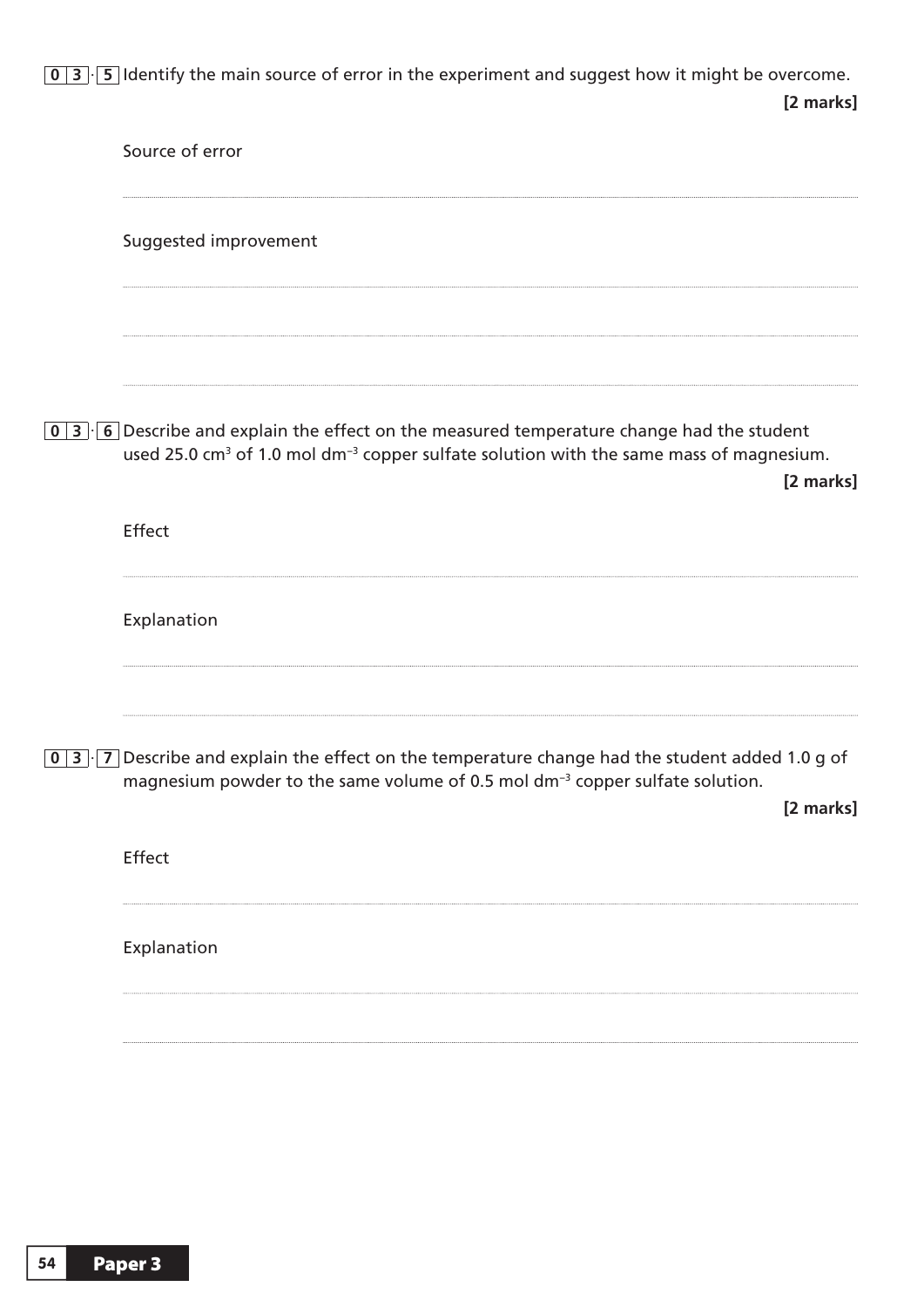**03.5** Identify the main source of error in the experiment and suggest how it might be overcome.

**[2 marks]**

Source of error

Suggested improvement

**03.6** Describe and explain the effect on the measured temperature change had the student used 25.0 $cm^3$ of 1.0 mol $dm^{-3}$ copper sulfate solution with the same mass of magnesium.

**[2 marks]**

Effect

Explanation

**03.7** Describe and explain the effect on the temperature change had the student added 1.0 g of magnesium powder to the same volume of 0.5 mol $dm^{-3}$ copper sulfate solution.

**[2 marks]**

Effect

Explanation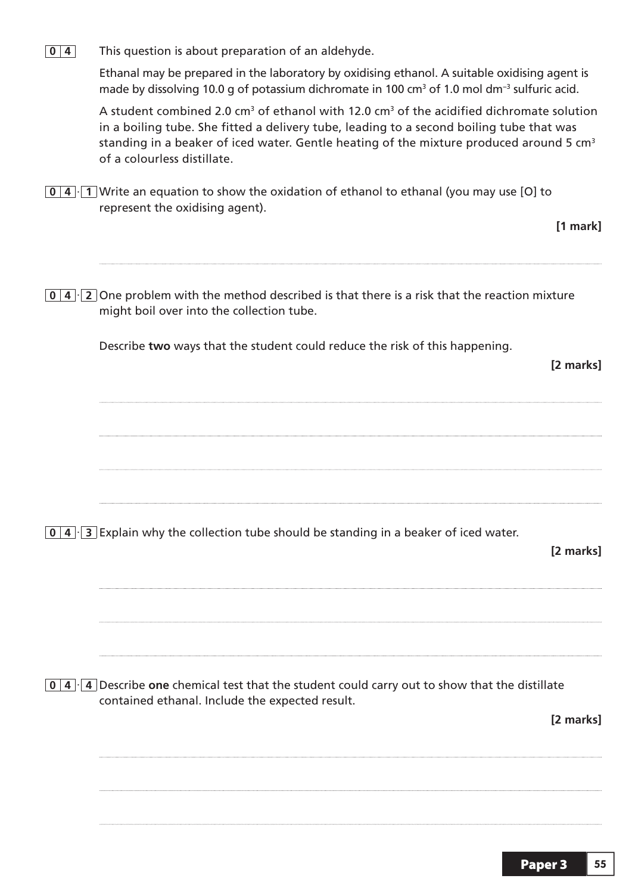**0 4** This question is about preparation of an aldehyde.

Ethanal may be prepared in the laboratory by oxidising ethanol. A suitable oxidising agent is made by dissolving 10.0 g of potassium dichromate in 100 $cm^3$ of 1.0 mol $dm^{-3}$ sulfuric acid.

A student combined 2.0 $cm^3$ of ethanol with 12.0 $cm^3$ of the acidified dichromate solution in a boiling tube. She fitted a delivery tube, leading to a second boiling tube that was standing in a beaker of iced water. Gentle heating of the mixture produced around 5 $cm^3$ of a colourless distillate.

**0 4 . 1** Write an equation to show the oxidation of ethanol to ethanal (you may use [O] to represent the oxidising agent).

**[1 mark]**

**0 4 . 2** One problem with the method described is that there is a risk that the reaction mixture might boil over into the collection tube.

Describe **two** ways that the student could reduce the risk of this happening.

**[2 marks]**

**0 4 . 3** Explain why the collection tube should be standing in a beaker of iced water.

**[2 marks]**

**0 4 . 4** Describe **one** chemical test that the student could carry out to show that the distillate contained ethanal. Include the expected result.

**[2 marks]**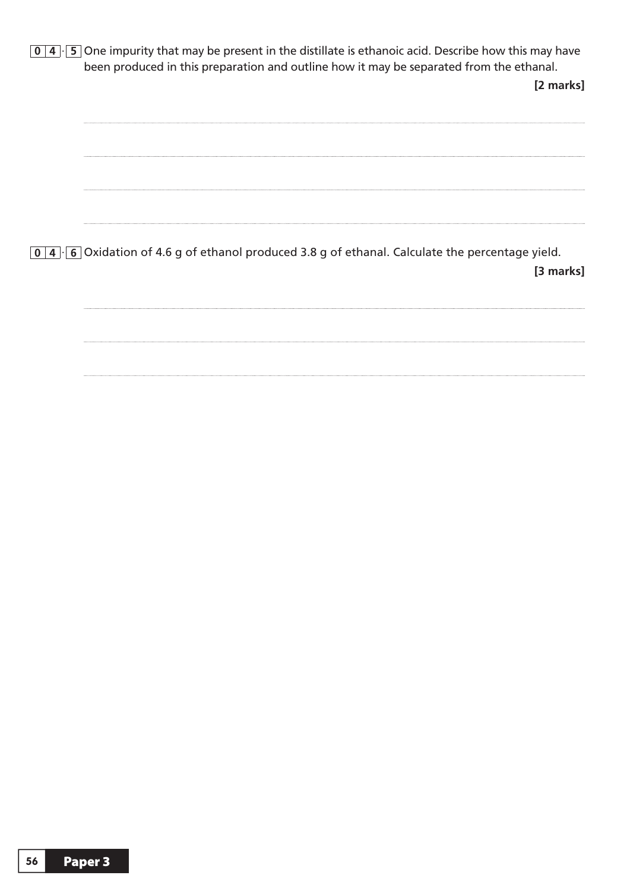**0 4 . 5** One impurity that may be present in the distillate is ethanoic acid. Describe how this may have been produced in this preparation and outline how it may be separated from the ethanal.

**[2 marks]**

**0 4 . 6** Oxidation of 4.6 g of ethanol produced 3.8 g of ethanal. Calculate the percentage yield.

**[3 marks]**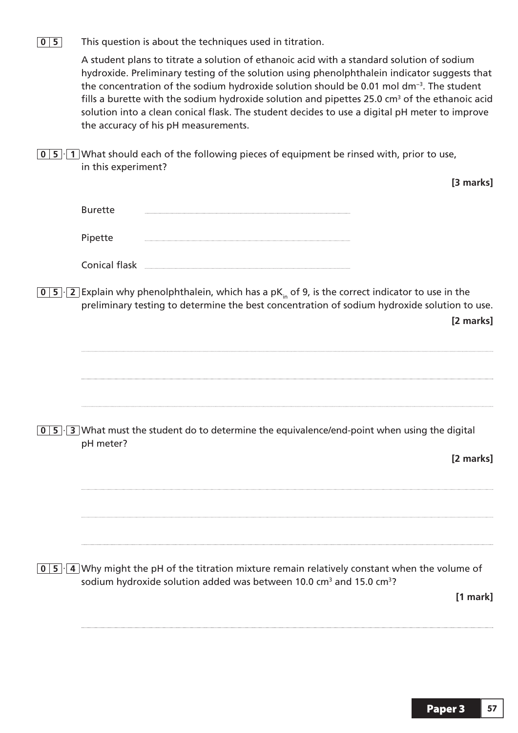**0 5** This question is about the techniques used in titration.

A student plans to titrate a solution of ethanoic acid with a standard solution of sodium hydroxide. Preliminary testing of the solution using phenolphthalein indicator suggests that the concentration of the sodium hydroxide solution should be 0.01 mol $dm^{-3}$. The student fills a burette with the sodium hydroxide solution and pipettes 25.0 $cm^3$ of the ethanoic acid solution into a clean conical flask. The student decides to use a digital pH meter to improve the accuracy of his pH measurements.

**0 5 . 1** What should each of the following pieces of equipment be rinsed with, prior to use, in this experiment?

**[3 marks]**

Burette ....................................................................

Pipette ....................................................................

Conical flask ....................................................................

**0 5 . 2** Explain why phenolphthalein, which has a $pK_{in}$ of 9, is the correct indicator to use in the preliminary testing to determine the best concentration of sodium hydroxide solution to use.

**[2 marks]**

..........................................................................................................................................

..........................................................................................................................................

..........................................................................................................................................

**0 5 . 3** What must the student do to determine the equivalence/end-point when using the digital pH meter?

**[2 marks]**

..........................................................................................................................................

..........................................................................................................................................

..........................................................................................................................................

**0 5 . 4** Why might the pH of the titration mixture remain relatively constant when the volume of sodium hydroxide solution added was between 10.0 $cm^3$ and 15.0 $cm^3$?

**[1 mark]**

..........................................................................................................................................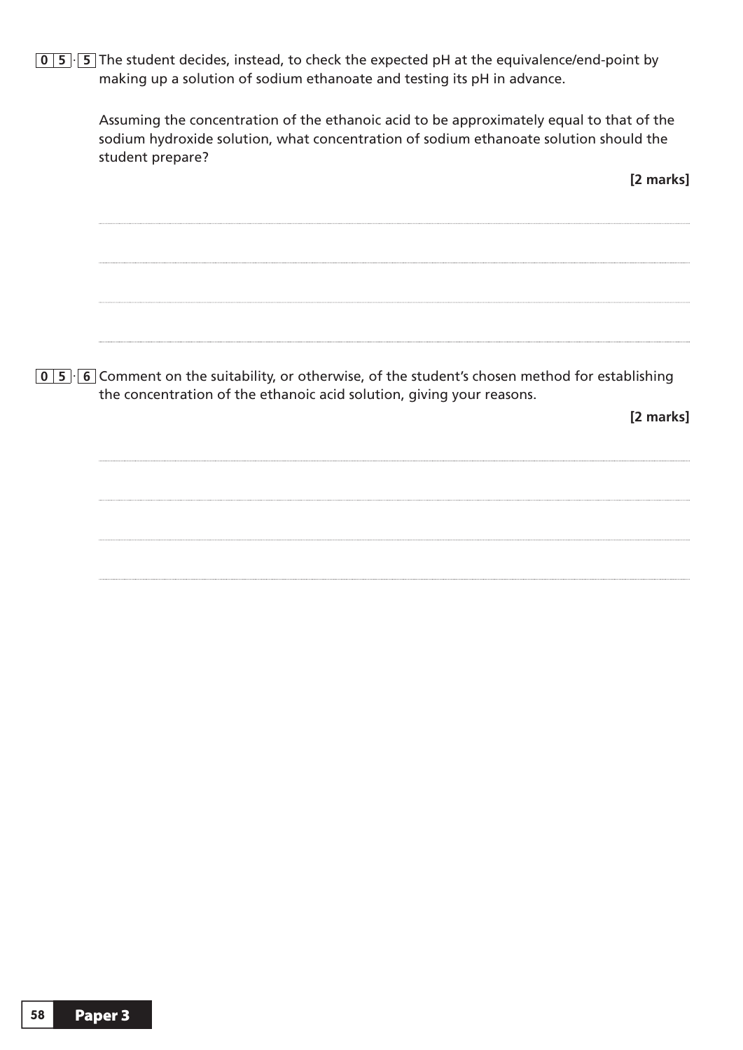**0 5 . 5** The student decides, instead, to check the expected pH at the equivalence/end-point by making up a solution of sodium ethanoate and testing its pH in advance.

Assuming the concentration of the ethanoic acid to be approximately equal to that of the sodium hydroxide solution, what concentration of sodium ethanoate solution should the student prepare?

**[2 marks]**

**0 5 . 6** Comment on the suitability, or otherwise, of the student's chosen method for establishing the concentration of the ethanoic acid solution, giving your reasons.

**[2 marks]**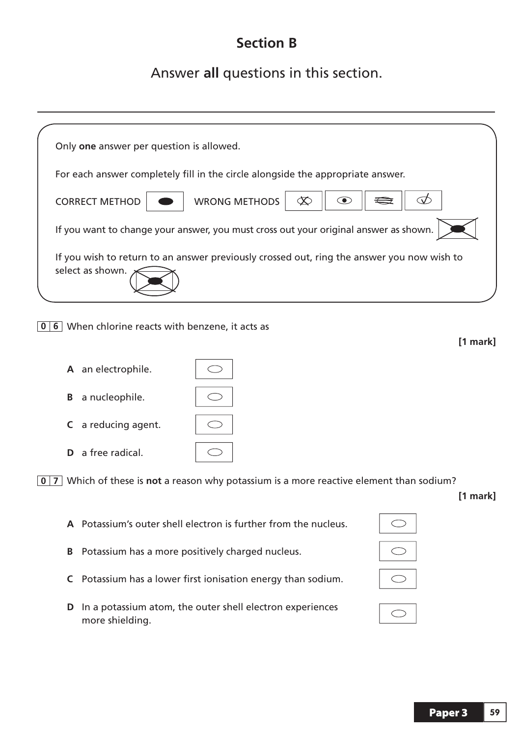## Section B

Answer **all** questions in this section.

---

Only **one** answer per question is allowed.

For each answer completely fill in the circle alongside the appropriate answer.

CORRECT METHOD WRONG METHODS

If you want to change your answer, you must cross out your original answer as shown.

If you wish to return to an answer previously crossed out, ring the answer you now wish to select as shown.

**0 6** When chlorine reacts with benzene, it acts as

**[1 mark]**

**A** an electrophile.

**B** a nucleophile.

**C** a reducing agent.

**D** a free radical.

**0 7** Which of these is **not** a reason why potassium is a more reactive element than sodium?

**[1 mark]**

**A** Potassium's outer shell electron is further from the nucleus.

**B** Potassium has a more positively charged nucleus.

**C** Potassium has a lower first ionisation energy than sodium.

**D** In a potassium atom, the outer shell electron experiences more shielding.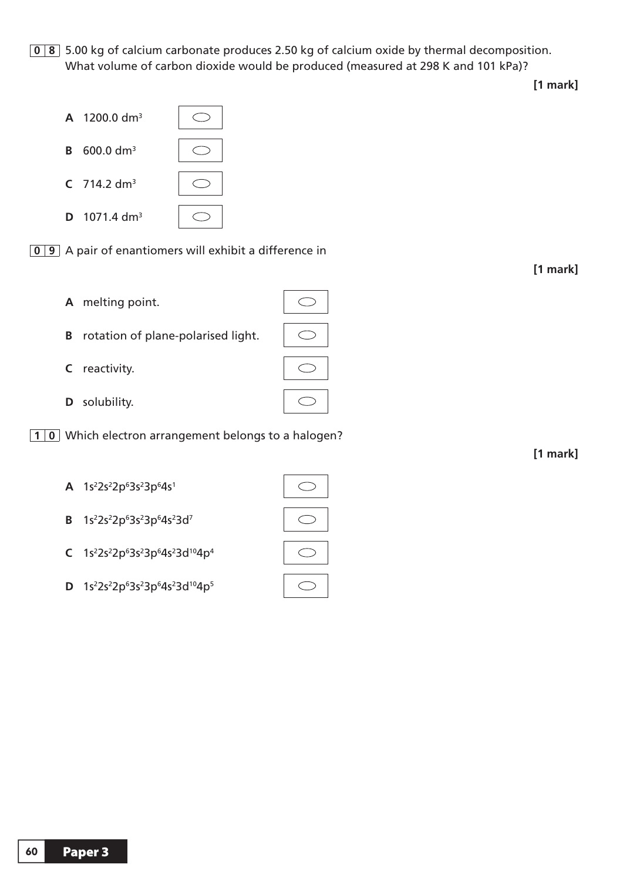**0 8** 5.00 kg of calcium carbonate produces 2.50 kg of calcium oxide by thermal decomposition. What volume of carbon dioxide would be produced (measured at 298 K and 101 kPa)?

**[1 mark]**

**A** 1200.0 $dm^3$

**B** 600.0 $dm^3$

**C** 714.2 $dm^3$

**D** 1071.4 $dm^3$

**0 9** A pair of enantiomers will exhibit a difference in

**[1 mark]**

**A** melting point.

**B** rotation of plane-polarised light.

**C** reactivity.

**D** solubility.

**1 0** Which electron arrangement belongs to a halogen?

**[1 mark]**

**A** $1s^2 2s^2 2p^6 3s^2 3p^6 4s^1$

**B** $1s^2 2s^2 2p^6 3s^2 3p^6 4s^2 3d^7$

**C** $1s^2 2s^2 2p^6 3s^2 3p^6 4s^2 3d^{10} 4p^4$

**D** $1s^2 2s^2 2p^6 3s^2 3p^6 4s^2 3d^{10} 4p^5$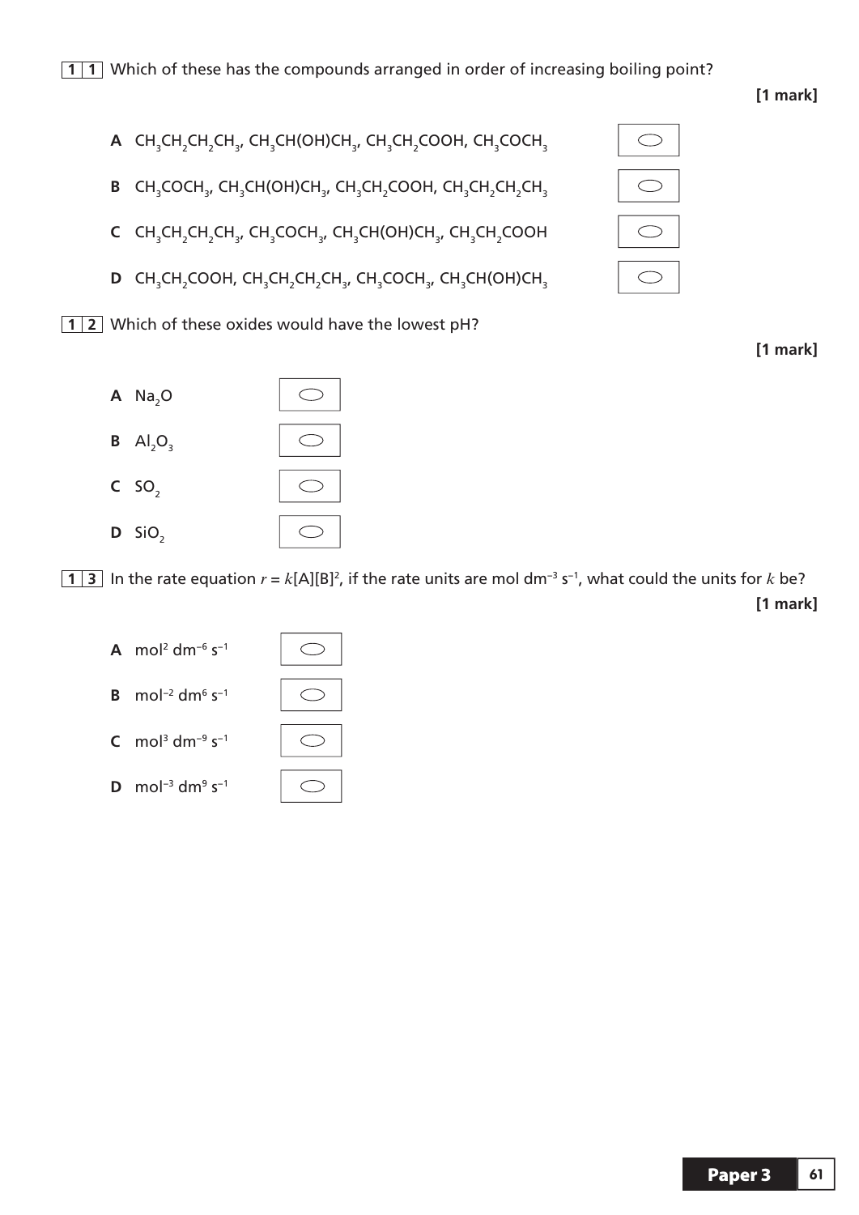**1 1** Which of these has the compounds arranged in order of increasing boiling point?

**[1 mark]**

**A** $CH_3CH_2CH_2CH_3$, $CH_3CH(OH)CH_3$, $CH_3CH_2COOH$, $CH_3COCH_3$

**B** $CH_3COCH_3$, $CH_3CH(OH)CH_3$, $CH_3CH_2COOH$, $CH_3CH_2CH_2CH_3$

**C** $CH_3CH_2CH_2CH_3$, $CH_3COCH_3$, $CH_3CH(OH)CH_3$, $CH_3CH_2COOH$

**D** $CH_3CH_2COOH$, $CH_3CH_2CH_2CH_3$, $CH_3COCH_3$, $CH_3CH(OH)CH_3$

**1 2** Which of these oxides would have the lowest pH?

**[1 mark]**

**A** $Na_2O$

**B** $Al_2O_3$

**C** $SO_2$

**D** $SiO_2$

**1 3** In the rate equation $r = k[A][B]^2$, if the rate units are mol dm$^{-3}$ s$^{-1}$, what could the units for $k$ be?

**[1 mark]**

**A** mol$^{2}$ dm$^{-6}$ s$^{-1}$

**B** mol$^{-2}$ dm$^{6}$ s$^{-1}$

**C** mol$^{3}$ dm$^{-9}$ s$^{-1}$

**D** mol$^{-3}$ dm$^{9}$ s$^{-1}$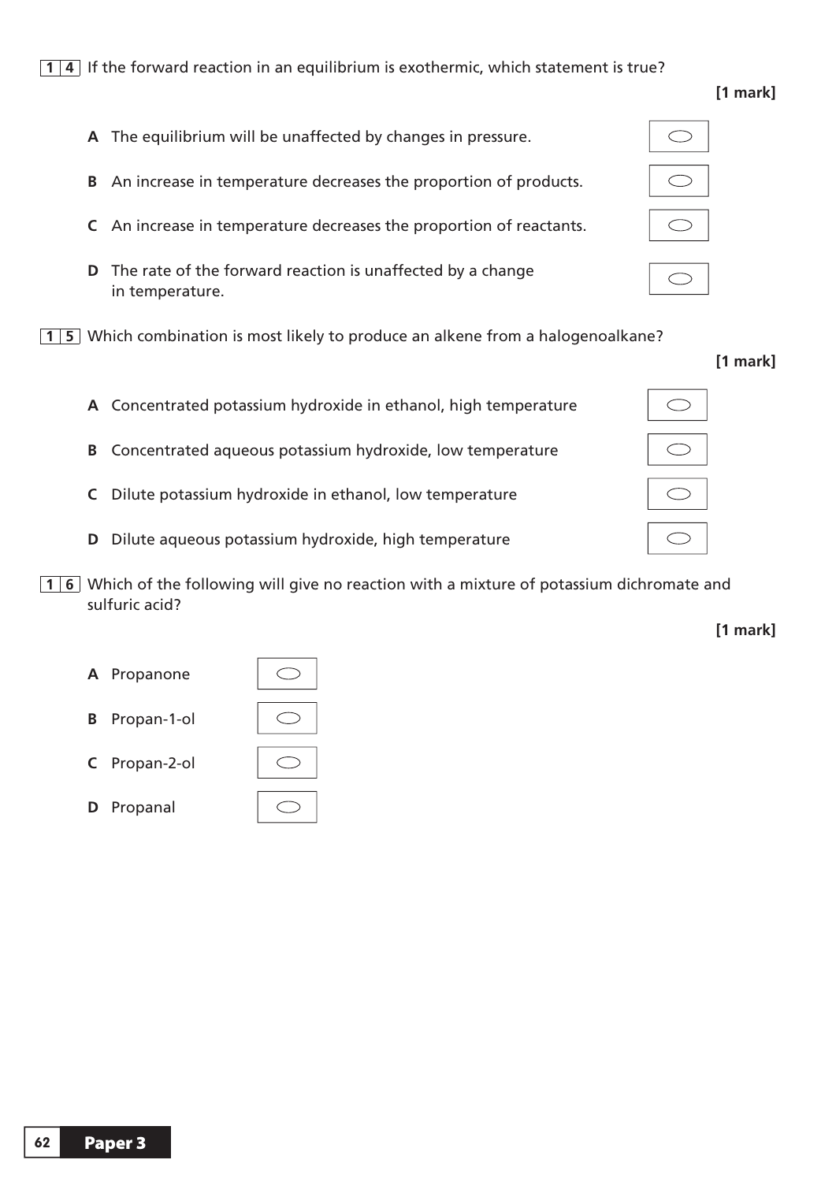**1 4** If the forward reaction in an equilibrium is exothermic, which statement is true?

**[1 mark]**

**A** The equilibrium will be unaffected by changes in pressure.

**B** An increase in temperature decreases the proportion of products.

**C** An increase in temperature decreases the proportion of reactants.

**D** The rate of the forward reaction is unaffected by a change in temperature.

**1 5** Which combination is most likely to produce an alkene from a halogenoalkane?

**[1 mark]**

**A** Concentrated potassium hydroxide in ethanol, high temperature

**B** Concentrated aqueous potassium hydroxide, low temperature

**C** Dilute potassium hydroxide in ethanol, low temperature

**D** Dilute aqueous potassium hydroxide, high temperature

**1 6** Which of the following will give no reaction with a mixture of potassium dichromate and sulfuric acid?

**[1 mark]**

**A** Propanone

**B** Propan-1-ol

**C** Propan-2-ol

**D** Propanal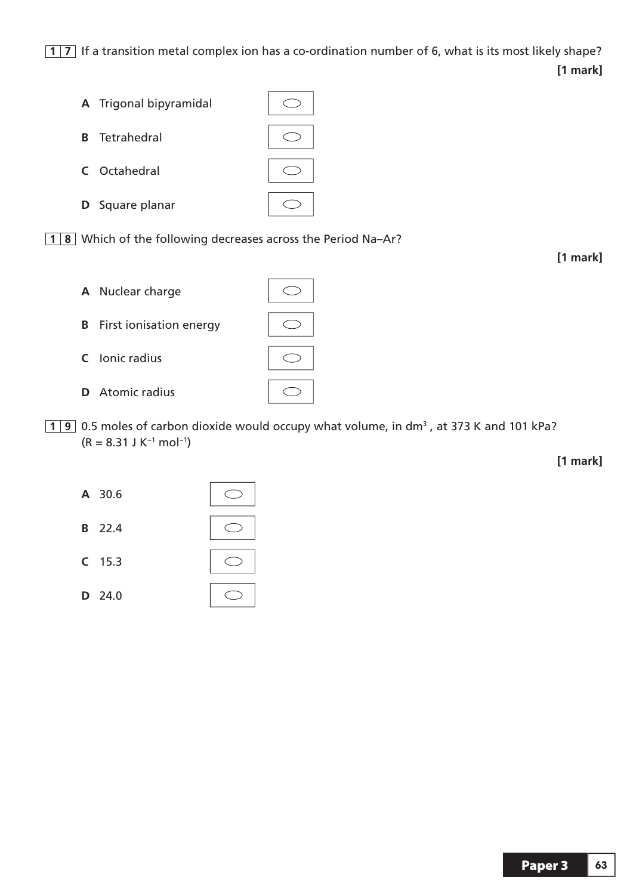**1 7** If a transition metal complex ion has a co-ordination number of 6, what is its most likely shape?

**[1 mark]**

- **A** Trigonal bipyramidal
- **B** Tetrahedral
- **C** Octahedral
- **D** Square planar

**1 8** Which of the following decreases across the Period Na–Ar?

**[1 mark]**

- **A** Nuclear charge
- **B** First ionisation energy
- **C** Ionic radius
- **D** Atomic radius

**1 9** 0.5 moles of carbon dioxide would occupy what volume, in $dm^3$, at 373 K and 101 kPa?
($R = 8.31\ J\ K^{-1}\ mol^{-1}$)

**[1 mark]**

- **A** 30.6
- **B** 22.4
- **C** 15.3
- **D** 24.0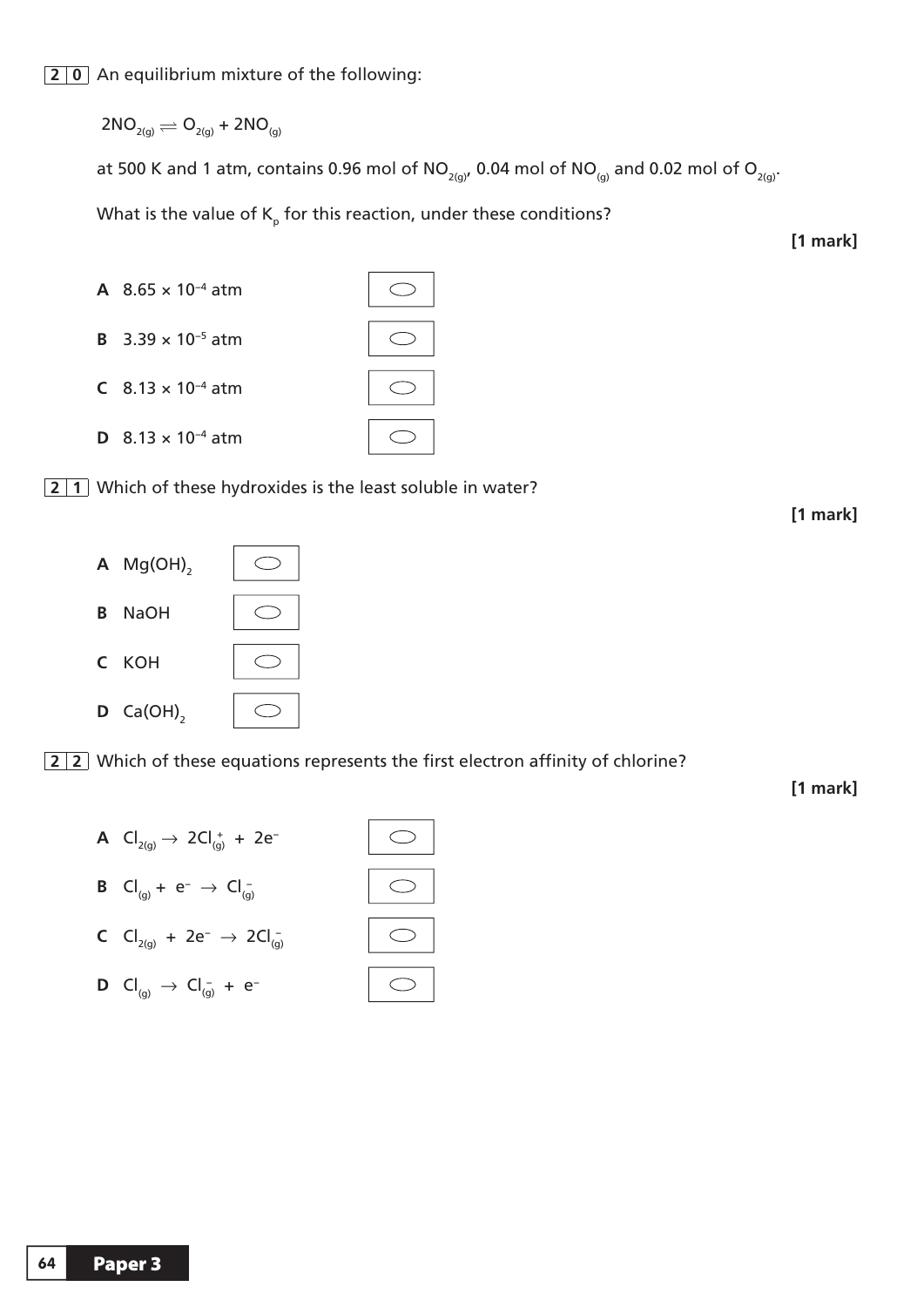**2 0** An equilibrium mixture of the following:

$$2NO_{2(g)} \rightleftharpoons O_{2(g)} + 2NO_{(g)}$$

at 500 K and 1 atm, contains 0.96 mol of $NO_{2(g)}$, 0.04 mol of $NO_{(g)}$ and 0.02 mol of $O_{2(g)}$.

What is the value of $K_p$ for this reaction, under these conditions?

**[1 mark]**

**A** $8.65 \times 10^{-4}$ atm

**B** $3.39 \times 10^{-5}$ atm

**C** $8.13 \times 10^{-4}$ atm

**D** $8.13 \times 10^{-4}$ atm

**2 1** Which of these hydroxides is the least soluble in water?

**[1 mark]**

**A** $Mg(OH)_2$

**B** $NaOH$

**C** $KOH$

**D** $Ca(OH)_2$

**2 2** Which of these equations represents the first electron affinity of chlorine?

**[1 mark]**

**A** $Cl_{2(g)} \rightarrow 2Cl^{+}_{(g)} + 2e^{-}$

**B** $Cl_{(g)} + e^{-} \rightarrow Cl^{-}_{(g)}$

**C** $Cl_{2(g)} + 2e^{-} \rightarrow 2Cl^{-}_{(g)}$

**D** $Cl_{(g)} \rightarrow Cl^{-}_{(g)} + e^{-}$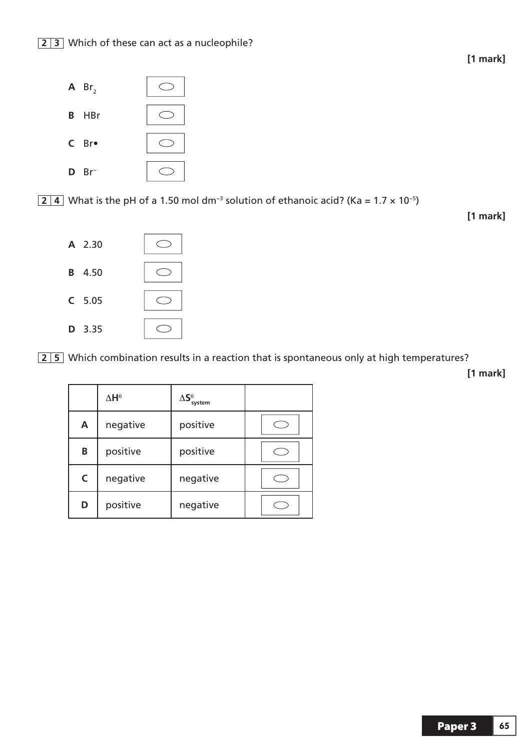**2 3** Which of these can act as a nucleophile?

**[1 mark]**

**A** $Br_2$ ⬭

**B** HBr ⬭

**C** Br• ⬭

**D** $Br^-$ ⬭

**2 4** What is the pH of a 1.50 mol $dm^{-3}$ solution of ethanoic acid? ($K_a = 1.7 \times 10^{-5}$)

**[1 mark]**

**A** 2.30 ⬭

**B** 4.50 ⬭

**C** 5.05 ⬭

**D** 3.35 ⬭

**2 5** Which combination results in a reaction that is spontaneous only at high temperatures?

**[1 mark]**

| | $\Delta H^\theta$ | $\Delta S^\theta_{system}$ | |
|---|---|---|---|
| **A** | negative | positive | ⬭ |
| **B** | positive | positive | ⬭ |
| **C** | negative | negative | ⬭ |
| **D** | positive | negative | ⬭ |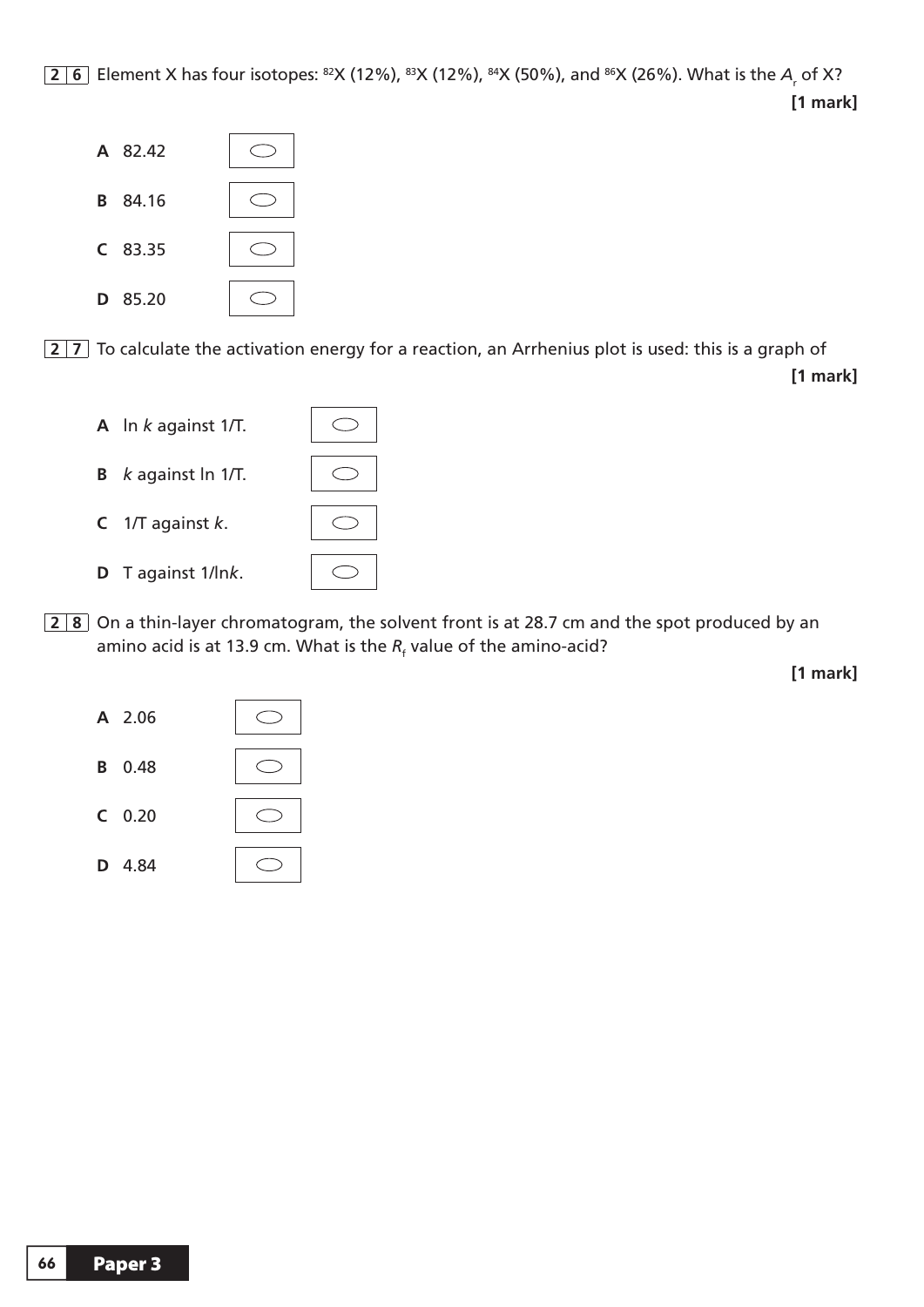**2 6** Element X has four isotopes: $^{82}X$ (12%), $^{83}X$ (12%), $^{84}X$ (50%), and $^{86}X$ (26%). What is the $A_r$ of X?

**[1 mark]**

**A** 82.42 ⬭

**B** 84.16 ⬭

**C** 83.35 ⬭

**D** 85.20 ⬭

**2 7** To calculate the activation energy for a reaction, an Arrhenius plot is used: this is a graph of

**[1 mark]**

**A** ln *k* against 1/T. ⬭

**B** *k* against ln 1/T. ⬭

**C** 1/T against *k*. ⬭

**D** T against 1/ln*k*. ⬭

**2 8** On a thin-layer chromatogram, the solvent front is at 28.7 cm and the spot produced by an amino acid is at 13.9 cm. What is the $R_f$ value of the amino-acid?

**[1 mark]**

**A** 2.06 ⬭

**B** 0.48 ⬭

**C** 0.20 ⬭

**D** 4.84 ⬭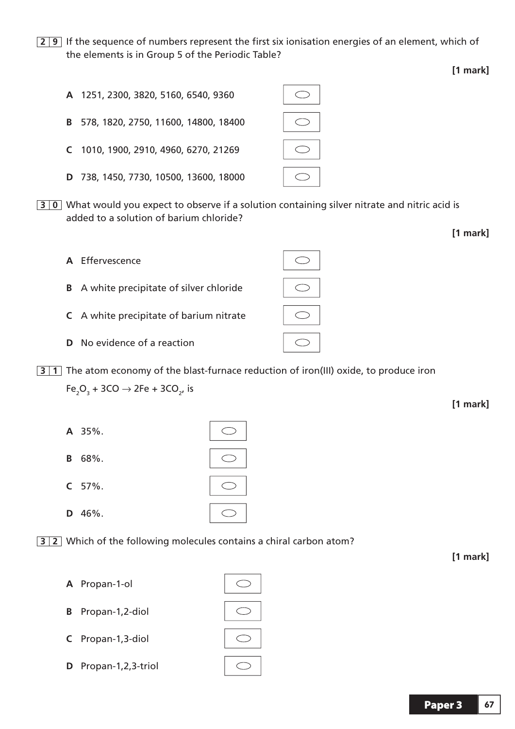**2 9** If the sequence of numbers represent the first six ionisation energies of an element, which of the elements is in Group 5 of the Periodic Table?

**[1 mark]**

**A** 1251, 2300, 3820, 5160, 6540, 9360

**B** 578, 1820, 2750, 11600, 14800, 18400

**C** 1010, 1900, 2910, 4960, 6270, 21269

**D** 738, 1450, 7730, 10500, 13600, 18000

**3 0** What would you expect to observe if a solution containing silver nitrate and nitric acid is added to a solution of barium chloride?

**[1 mark]**

**A** Effervescence

**B** A white precipitate of silver chloride

**C** A white precipitate of barium nitrate

**D** No evidence of a reaction

**3 1** The atom economy of the blast-furnace reduction of iron(III) oxide, to produce iron

$Fe_2O_3 + 3CO \rightarrow 2Fe + 3CO_2$, is

**[1 mark]**

**A** 35%.

**B** 68%.

**C** 57%.

**D** 46%.

**3 2** Which of the following molecules contains a chiral carbon atom?

**[1 mark]**

**A** Propan-1-ol

**B** Propan-1,2-diol

**C** Propan-1,3-diol

**D** Propan-1,2,3-triol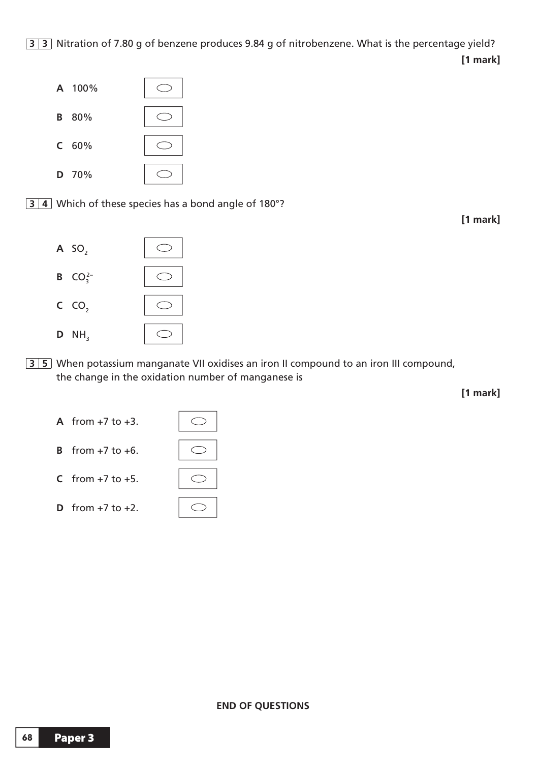**3 3** Nitration of 7.80 g of benzene produces 9.84 g of nitrobenzene. What is the percentage yield?

**[1 mark]**

**A** 100% ⬭

**B** 80% ⬭

**C** 60% ⬭

**D** 70% ⬭

**3 4** Which of these species has a bond angle of 180°?

**[1 mark]**

**A** $SO_2$ ⬭

**B** $CO_3^{2-}$ ⬭

**C** $CO_2$ ⬭

**D** $NH_3$ ⬭

**3 5** When potassium manganate VII oxidises an iron II compound to an iron III compound, the change in the oxidation number of manganese is

**[1 mark]**

**A** from +7 to +3. ⬭

**B** from +7 to +6. ⬭

**C** from +7 to +5. ⬭

**D** from +7 to +2. ⬭

**END OF QUESTIONS**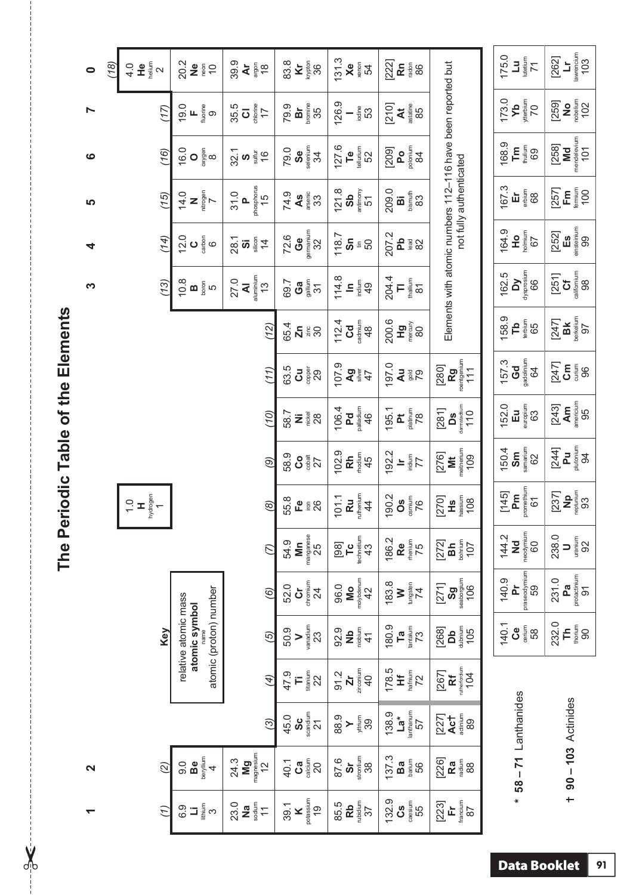# The Periodic Table of the Elements

**Key**

relative atomic mass
**atomic symbol**
name
atomic (proton) number

| 1 | 2 | | | | | | | | | | | 3 | 4 | 5 | 6 | 7 | 0 |
|---|---|---|---|---|---|---|---|---|---|---|---|---|---|---|---|---|---|
| (1) | (2) | | | | | | | | | | | (13) | (14) | (15) | (16) | (17) | (18) |
| | | | | | | | 1.0 **H** hydrogen 1 | | | | | | | | | | 4.0 **He** helium 2 |
| 6.9 **Li** lithium 3 | 9.0 **Be** beryllium 4 | | | | | | | | | | | 10.8 **B** boron 5 | 12.0 **C** carbon 6 | 14.0 **N** nitrogen 7 | 16.0 **O** oxygen 8 | 19.0 **F** fluorine 9 | 20.2 **Ne** neon 10 |
| 23.0 **Na** sodium 11 | 24.3 **Mg** magnesium 12 | (3) | (4) | (5) | (6) | (7) | (8) | (9) | (10) | (11) | (12) | 27.0 **Al** aluminium 13 | 28.1 **Si** silicon 14 | 31.0 **P** phosphorus 15 | 32.1 **S** sulfur 16 | 35.5 **Cl** chlorine 17 | 39.9 **Ar** argon 18 |
| 39.1 **K** potassium 19 | 40.1 **Ca** calcium 20 | 45.0 **Sc** scandium 21 | 47.9 **Ti** titanium 22 | 50.9 **V** vanadium 23 | 52.0 **Cr** chromium 24 | 54.9 **Mn** manganese 25 | 55.8 **Fe** iron 26 | 58.9 **Co** cobalt 27 | 58.7 **Ni** nickel 28 | 63.5 **Cu** copper 29 | 65.4 **Zn** zinc 30 | 69.7 **Ga** gallium 31 | 72.6 **Ge** germanium 32 | 74.9 **As** arsenic 33 | 79.0 **Se** selenium 34 | 79.9 **Br** bromine 35 | 83.8 **Kr** krypton 36 |
| 85.5 **Rb** rubidium 37 | 87.6 **Sr** strontium 38 | 88.9 **Y** yttrium 39 | 91.2 **Zr** zirconium 40 | 92.9 **Nb** niobium 41 | 96.0 **Mo** molybdenum 42 | [98] **Tc** technetium 43 | 101.1 **Ru** ruthenium 44 | 102.9 **Rh** rhodium 45 | 106.4 **Pd** palladium 46 | 107.9 **Ag** silver 47 | 112.4 **Cd** cadmium 48 | 114.8 **In** indium 49 | 118.7 **Sn** tin 50 | 121.8 **Sb** antimony 51 | 127.6 **Te** tellurium 52 | 126.9 **I** iodine 53 | 131.3 **Xe** xenon 54 |
| 132.9 **Cs** caesium 55 | 137.3 **Ba** barium 56 | 138.9 **La*** lanthanum 57 | 178.5 **Hf** hafnium 72 | 180.9 **Ta** tantalum 73 | 183.8 **W** tungsten 74 | 186.2 **Re** rhenium 75 | 190.2 **Os** osmium 76 | 192.2 **Ir** iridium 77 | 195.1 **Pt** platinum 78 | 197.0 **Au** gold 79 | 200.6 **Hg** mercury 80 | 204.4 **Tl** thallium 81 | 207.2 **Pb** lead 82 | 209.0 **Bi** bismuth 83 | [209] **Po** polonium 84 | [210] **At** astatine 85 | [222] **Rn** radon 86 |
| [223] **Fr** francium 87 | [226] **Ra** radium 88 | [227] **Ac†** actinium 89 | [267] **Rf** rutherfordium 104 | [268] **Db** dubnium 105 | [271] **Sg** seaborgium 106 | [272] **Bh** bohrium 107 | [270] **Hs** hassium 108 | [276] **Mt** meitnerium 109 | [281] **Ds** darmstadtium 110 | [280] **Rg** roentgenium 111 | Elements with atomic numbers 112–116 have been reported but not fully authenticated | | | | | | |

| | | | | | | | | | | | | | | |
|---|---|---|---|---|---|---|---|---|---|---|---|---|---|---|
| * 58 – 71 Lanthanides | 140.1 **Ce** cerium 58 | 140.9 **Pr** praseodymium 59 | 144.2 **Nd** neodymium 60 | [145] **Pm** promethium 61 | 150.4 **Sm** samarium 62 | 152.0 **Eu** europium 63 | 157.3 **Gd** gadolinium 64 | 158.9 **Tb** terbium 65 | 162.5 **Dy** dysprosium 66 | 164.9 **Ho** holmium 67 | 167.3 **Er** erbium 68 | 168.9 **Tm** thulium 69 | 173.0 **Yb** ytterbium 70 | 175.0 **Lu** lutetium 71 |
| † 90 – 103 Actinides | 232.0 **Th** thorium 90 | 231.0 **Pa** protactinium 91 | 238.0 **U** uranium 92 | [237] **Np** neptunium 93 | [244] **Pu** plutonium 94 | [243] **Am** americium 95 | [247] **Cm** curium 96 | [247] **Bk** berkelium 97 | [251] **Cf** californium 98 | [252] **Es** einsteinium 99 | [257] **Fm** fermium 100 | [258] **Md** mendelevium 101 | [259] **No** nobelium 102 | [262] **Lr** lawrencium 103 |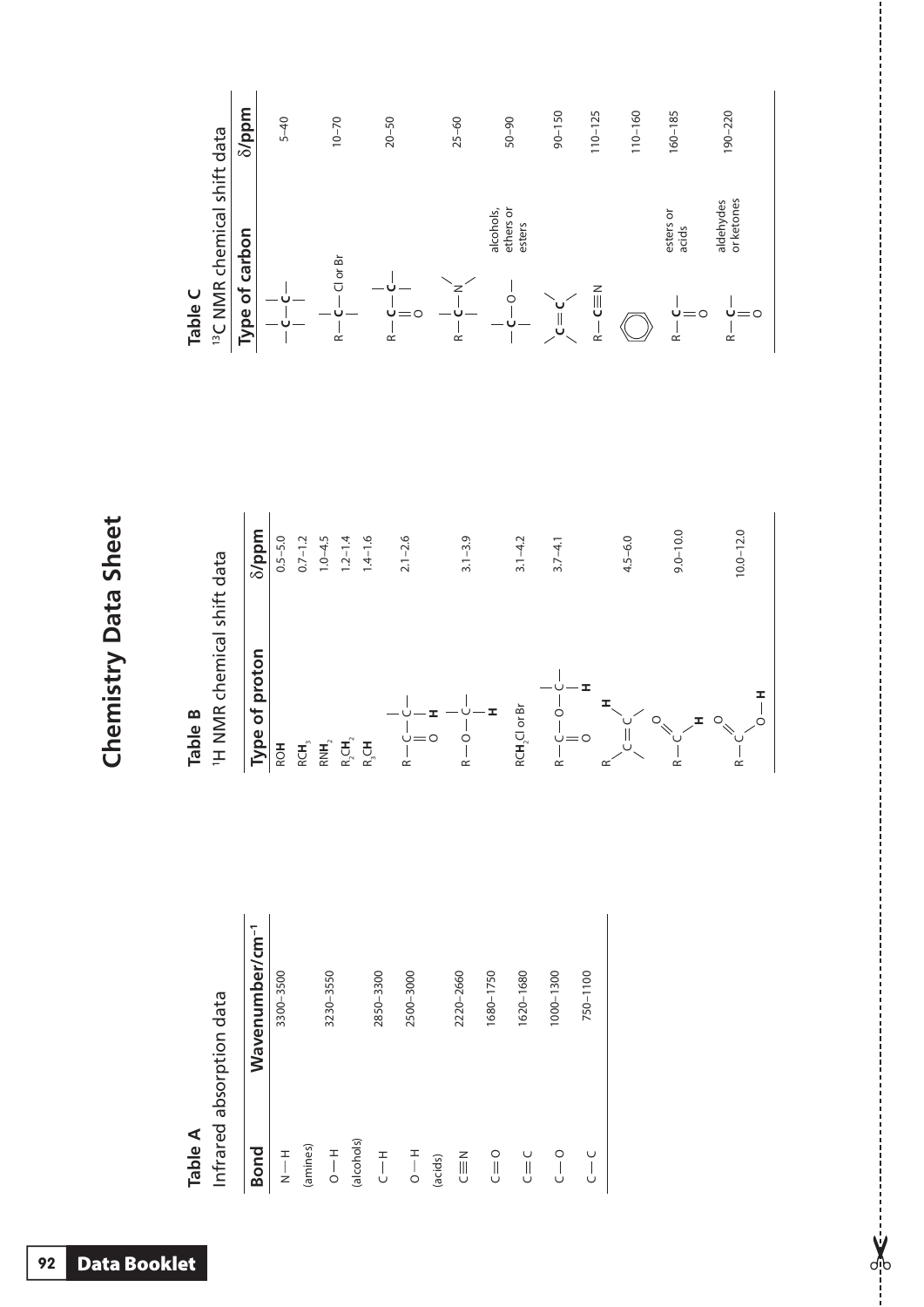# Chemistry Data Sheet

**Table A**

Infrared absorption data

| Bond | Wavenumber/cm$^{-1}$ |
|---|---|
| N — H (amines) | 3300–3500 |
| O — H (alcohols) | 3230–3550 |
| C — H | 2850–3300 |
| O — H (acids) | 2500–3000 |
| C ≡ N | 2220–2660 |
| C = O | 1680–1750 |
| C = C | 1620–1680 |
| C — O | 1000–1300 |
| C — C | 750–1100 |

**Table B**

$^1$H NMR chemical shift data

| Type of proton | δ/ppm |
|---|---|
| RO**H** | 0.5–5.0 |
| RC**H**$_3$ | 0.7–1.2 |
| RN**H**$_2$ | 1.0–4.5 |
| R$_2$C**H**$_2$ | 1.2–1.4 |
| R$_3$C**H** | 1.4–1.6 |
| R — C(=O) — C(—**H**) | 2.1–2.6 |
| R — O — C(—**H**) | 3.1–3.9 |
| RC**H**$_2$Cl or Br | 3.1–4.2 |
| R — C(=O) — O — C(—**H**) | 3.7–4.1 |
| R(C=C)**H** | 4.5–6.0 |
| R — C(=O)**H** | 9.0–10.0 |
| R — C(=O) — O — **H** | 10.0–12.0 |

**Table C**

$^{13}$C NMR chemical shift data

| Type of carbon | | δ/ppm |
|---|---|---|
| — **C** — C — | | 5–40 |
| R — **C** — Cl or Br | | 10–70 |
| R — C(=O) — **C** — | | 20–50 |
| R — **C** — N | | 25–60 |
| — **C** — O — | alcohols, ethers or esters | 50–90 |
| **C** = **C** | | 90–150 |
| R — **C** ≡ N | | 110–125 |
| (benzene ring) | | 110–160 |
| R — **C**(=O) — | esters or acids | 160–185 |
| R — **C**(=O) — | aldehydes or ketones | 190–220 |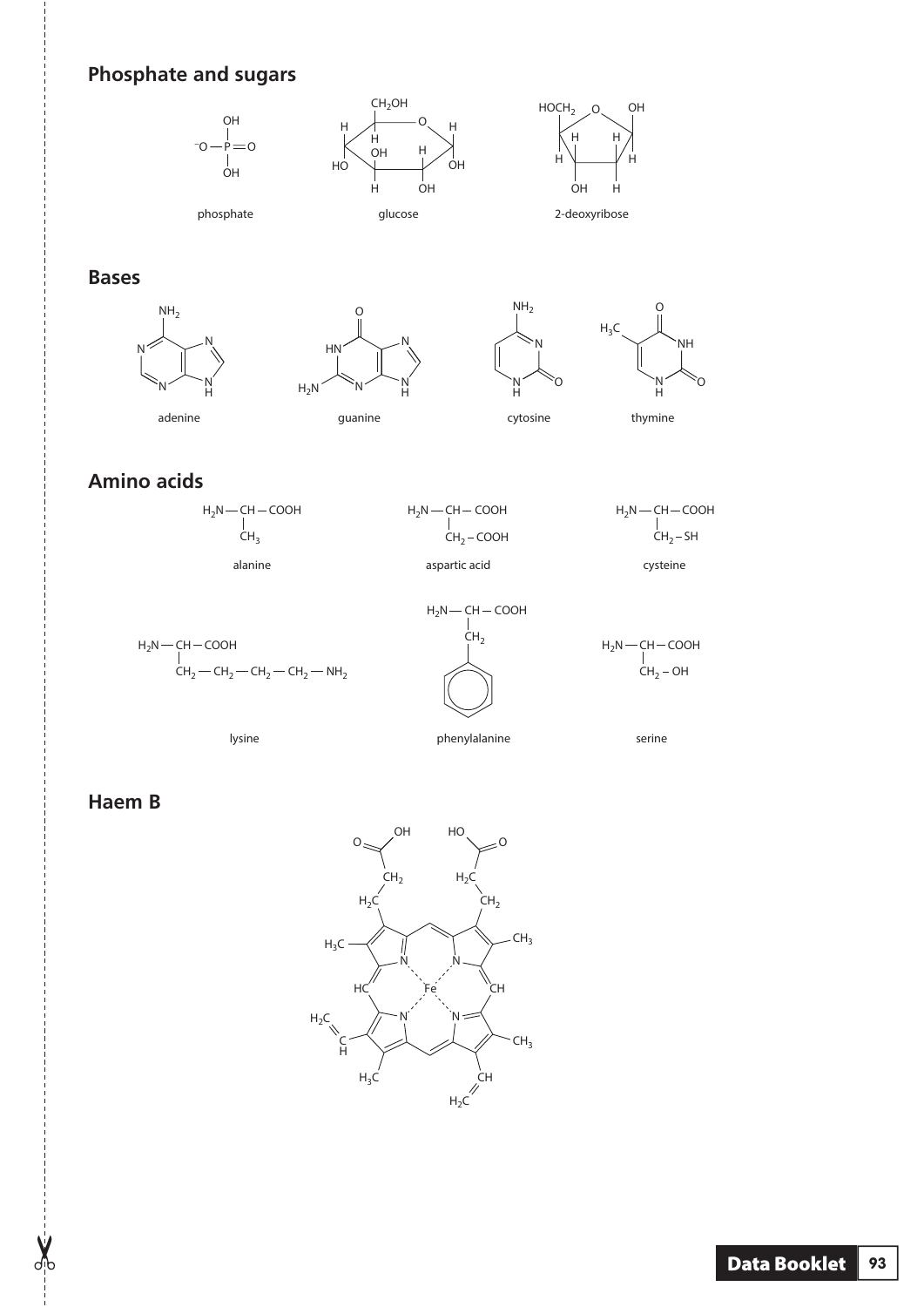## Phosphate and sugars

phosphate

glucose

2-deoxyribose

## Bases

adenine

guanine

cytosine

thymine

## Amino acids

alanine

aspartic acid

cysteine

lysine

phenylalanine

serine

## Haem B